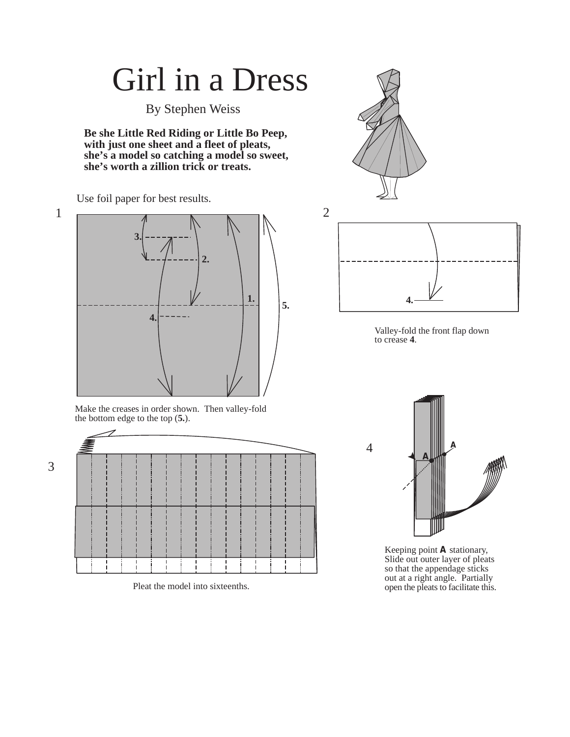# Girl in a Dress

By Stephen Weiss

**Be she Little Red Riding or Little Bo Peep,**
**with just one sheet and a fleet of pleats,**
**she's a model so catching a model so sweet,**
**she's worth a zillion trick or treats.**

Use foil paper for best results.

1

3.

2.

1.

5.

4.

Make the creases in order shown. Then valley-fold the bottom edge to the top (**5.**).

2

4.

Valley-fold the front flap down to crease **4**.

3

Pleat the model into sixteenths.

4

A

A

Keeping point **A** stationary, Slide out outer layer of pleats so that the appendage sticks out at a right angle. Partially open the pleats to facilitate this.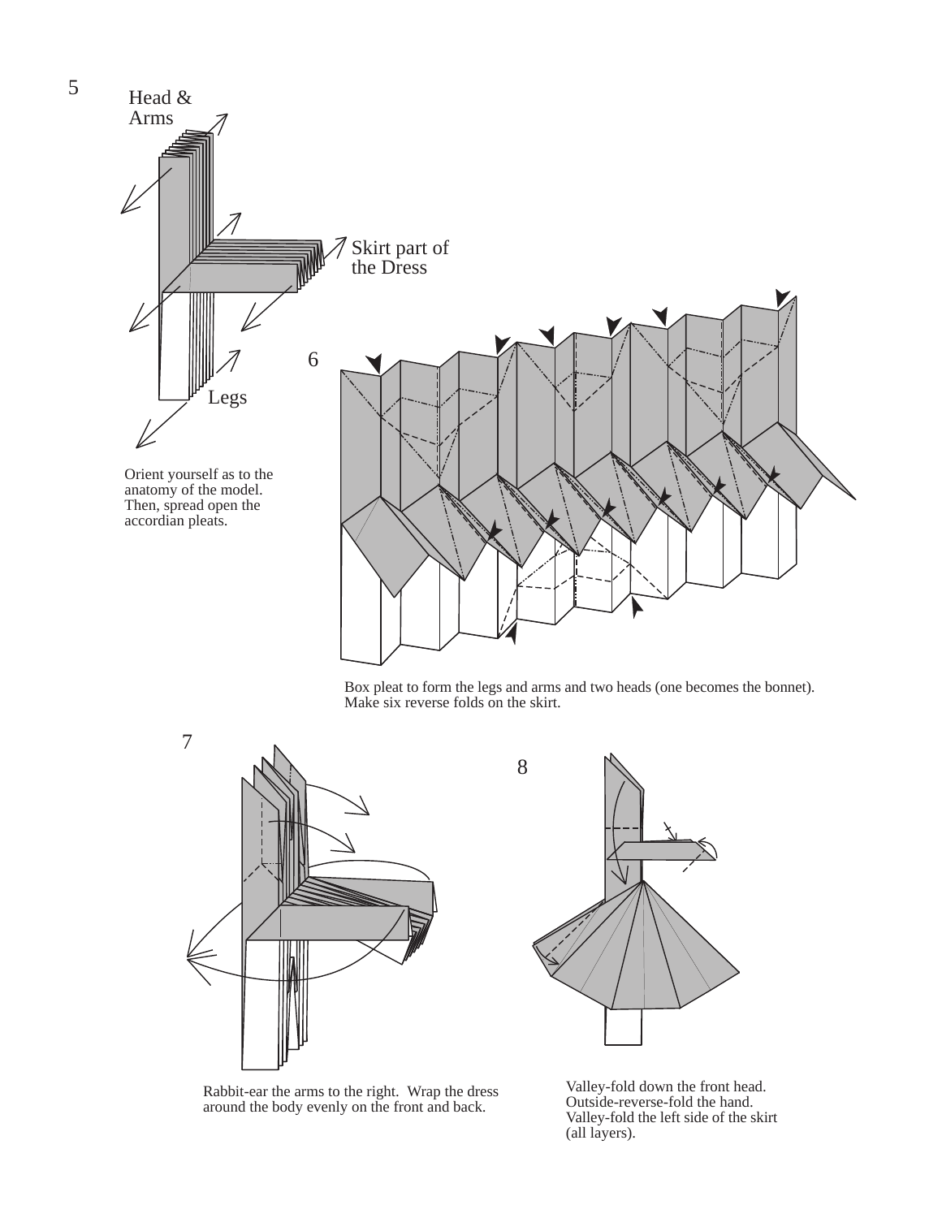5

Head & Arms

Skirt part of the Dress

Legs

Orient yourself as to the anatomy of the model. Then, spread open the accordian pleats.

6

Box pleat to form the legs and arms and two heads (one becomes the bonnet). Make six reverse folds on the skirt.

7

Rabbit-ear the arms to the right. Wrap the dress around the body evenly on the front and back.

8

Valley-fold down the front head. Outside-reverse-fold the hand. Valley-fold the left side of the skirt (all layers).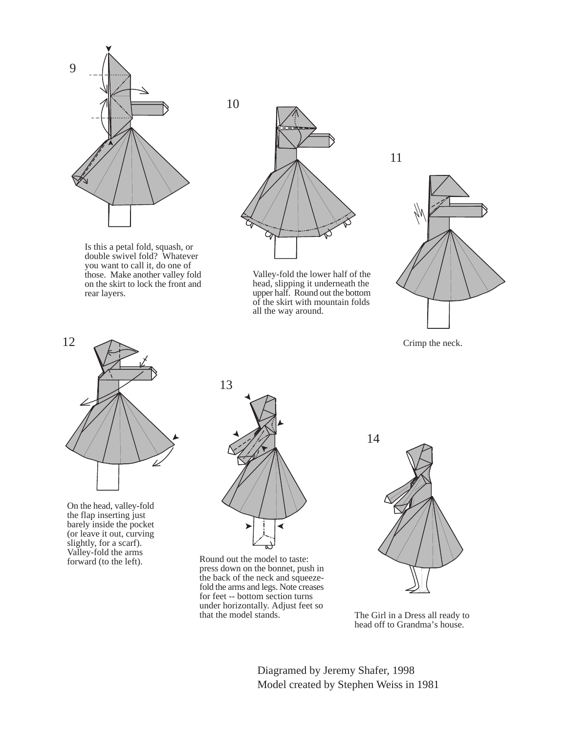9

Is this a petal fold, squash, or double swivel fold? Whatever you want to call it, do one of those. Make another valley fold on the skirt to lock the front and rear layers.

10

Valley-fold the lower half of the head, slipping it underneath the upper half. Round out the bottom of the skirt with mountain folds all the way around.

11

Crimp the neck.

12

On the head, valley-fold the flap inserting just barely inside the pocket (or leave it out, curving slightly, for a scarf). Valley-fold the arms forward (to the left).

13

Round out the model to taste: press down on the bonnet, push in the back of the neck and squeeze-fold the arms and legs. Note creases for feet -- bottom section turns under horizontally. Adjust feet so that the model stands.

14

The Girl in a Dress all ready to head off to Grandma's house.

Diagramed by Jeremy Shafer, 1998
Model created by Stephen Weiss in 1981